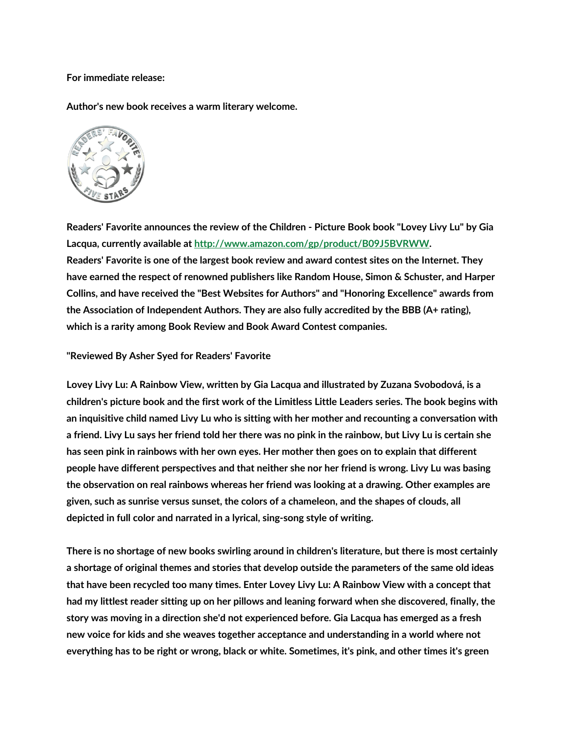**For immediate release:**

**Author's new book receives a warm literary welcome.**

**Readers' Favorite announces the review of the Children - Picture Book book "Lovey Livy Lu" by Gia Lacqua, currently available at [http://www.amazon.com/gp/product/B09J5BVRWW](http://www.amazon.com/gp/product/B09J5BVRWW).**
**Readers' Favorite is one of the largest book review and award contest sites on the Internet. They have earned the respect of renowned publishers like Random House, Simon & Schuster, and Harper Collins, and have received the "Best Websites for Authors" and "Honoring Excellence" awards from the Association of Independent Authors. They are also fully accredited by the BBB (A+ rating), which is a rarity among Book Review and Book Award Contest companies.**

**"Reviewed By Asher Syed for Readers' Favorite**

**Lovey Livy Lu: A Rainbow View, written by Gia Lacqua and illustrated by Zuzana Svobodová, is a children's picture book and the first work of the Limitless Little Leaders series. The book begins with an inquisitive child named Livy Lu who is sitting with her mother and recounting a conversation with a friend. Livy Lu says her friend told her there was no pink in the rainbow, but Livy Lu is certain she has seen pink in rainbows with her own eyes. Her mother then goes on to explain that different people have different perspectives and that neither she nor her friend is wrong. Livy Lu was basing the observation on real rainbows whereas her friend was looking at a drawing. Other examples are given, such as sunrise versus sunset, the colors of a chameleon, and the shapes of clouds, all depicted in full color and narrated in a lyrical, sing-song style of writing.**

**There is no shortage of new books swirling around in children's literature, but there is most certainly a shortage of original themes and stories that develop outside the parameters of the same old ideas that have been recycled too many times. Enter Lovey Livy Lu: A Rainbow View with a concept that had my littlest reader sitting up on her pillows and leaning forward when she discovered, finally, the story was moving in a direction she'd not experienced before. Gia Lacqua has emerged as a fresh new voice for kids and she weaves together acceptance and understanding in a world where not everything has to be right or wrong, black or white. Sometimes, it's pink, and other times it's green**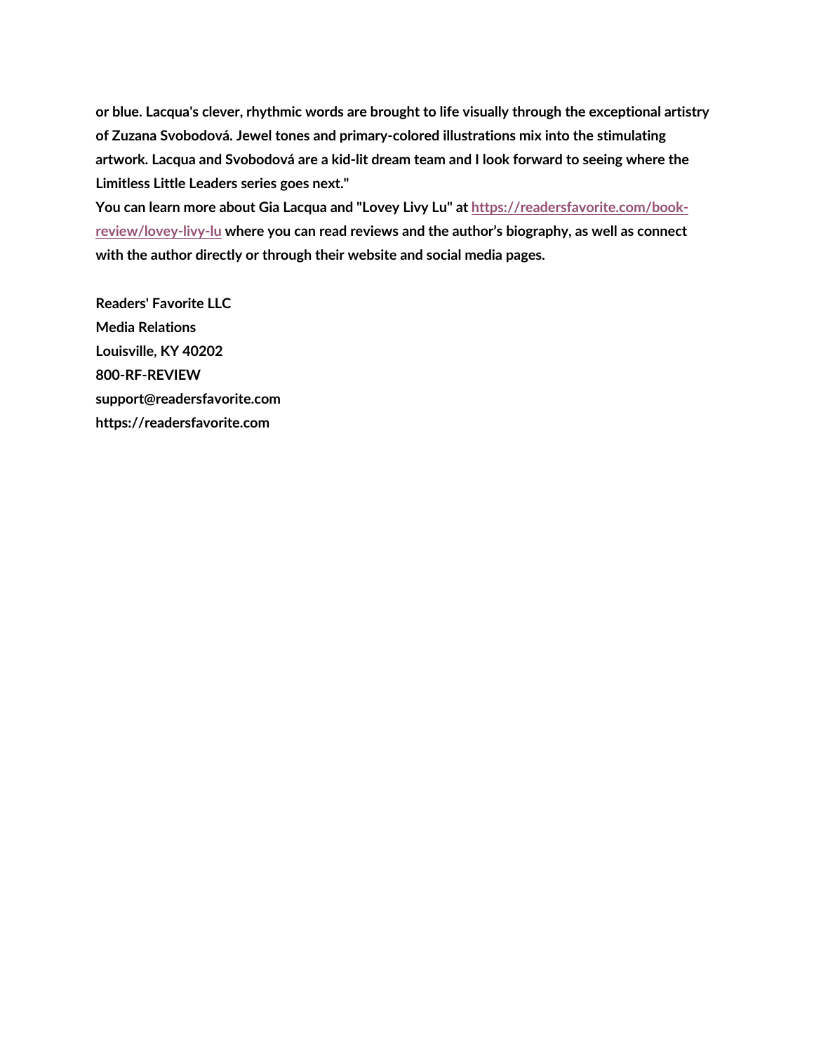**or blue. Lacqua's clever, rhythmic words are brought to life visually through the exceptional artistry of Zuzana Svobodová. Jewel tones and primary-colored illustrations mix into the stimulating artwork. Lacqua and Svobodová are a kid-lit dream team and I look forward to seeing where the Limitless Little Leaders series goes next."**

**You can learn more about Gia Lacqua and "Lovey Livy Lu" at [https://readersfavorite.com/book-review/lovey-livy-lu](https://readersfavorite.com/book-review/lovey-livy-lu) where you can read reviews and the author's biography, as well as connect with the author directly or through their website and social media pages.**

**Readers' Favorite LLC**
**Media Relations**
**Louisville, KY 40202**
**800-RF-REVIEW**
**support@readersfavorite.com**
**https://readersfavorite.com**